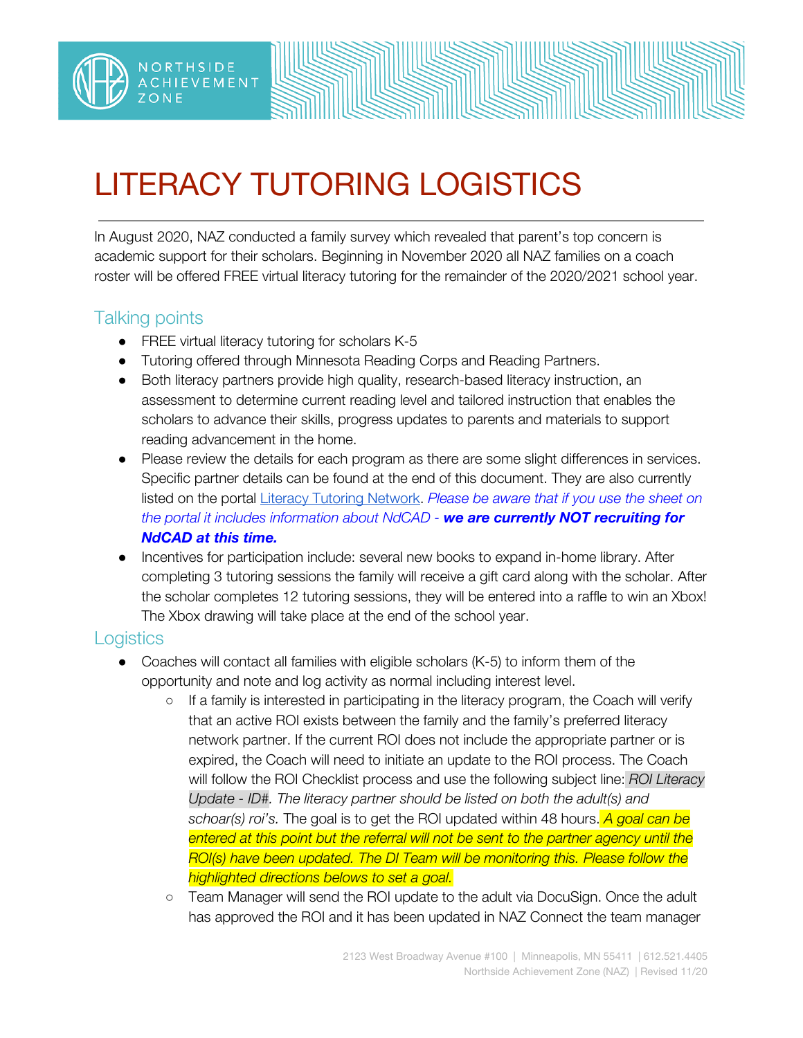# LITERACY TUTORING LOGISTICS

In August 2020, NAZ conducted a family survey which revealed that parent's top concern is academic support for their scholars. Beginning in November 2020 all NAZ families on a coach roster will be offered FREE virtual literacy tutoring for the remainder of the 2020/2021 school year.

## Talking points

- FREE virtual literacy tutoring for scholars K-5
- Tutoring offered through Minnesota Reading Corps and Reading Partners.
- Both literacy partners provide high quality, research-based literacy instruction, an assessment to determine current reading level and tailored instruction that enables the scholars to advance their skills, progress updates to parents and materials to support reading advancement in the home.
- Please review the details for each program as there are some slight differences in services. Specific partner details can be found at the end of this document. They are also currently listed on the portal Literacy Tutoring Network. *Please be aware that if you use the sheet on the portal it includes information about NdCAD -* ***we are currently NOT recruiting for NdCAD at this time.***
- Incentives for participation include: several new books to expand in-home library. After completing 3 tutoring sessions the family will receive a gift card along with the scholar. After the scholar completes 12 tutoring sessions, they will be entered into a raffle to win an Xbox! The Xbox drawing will take place at the end of the school year.

## Logistics

- Coaches will contact all families with eligible scholars (K-5) to inform them of the opportunity and note and log activity as normal including interest level.
  - If a family is interested in participating in the literacy program, the Coach will verify that an active ROI exists between the family and the family's preferred literacy network partner. If the current ROI does not include the appropriate partner or is expired, the Coach will need to initiate an update to the ROI process. The Coach will follow the ROI Checklist process and use the following subject line: *ROI Literacy Update - ID#. The literacy partner should be listed on both the adult(s) and schoar(s) roi's.* The goal is to get the ROI updated within 48 hours. *A goal can be entered at this point but the referral will not be sent to the partner agency until the ROI(s) have been updated. The DI Team will be monitoring this. Please follow the highlighted directions belows to set a goal.*
  - Team Manager will send the ROI update to the adult via DocuSign. Once the adult has approved the ROI and it has been updated in NAZ Connect the team manager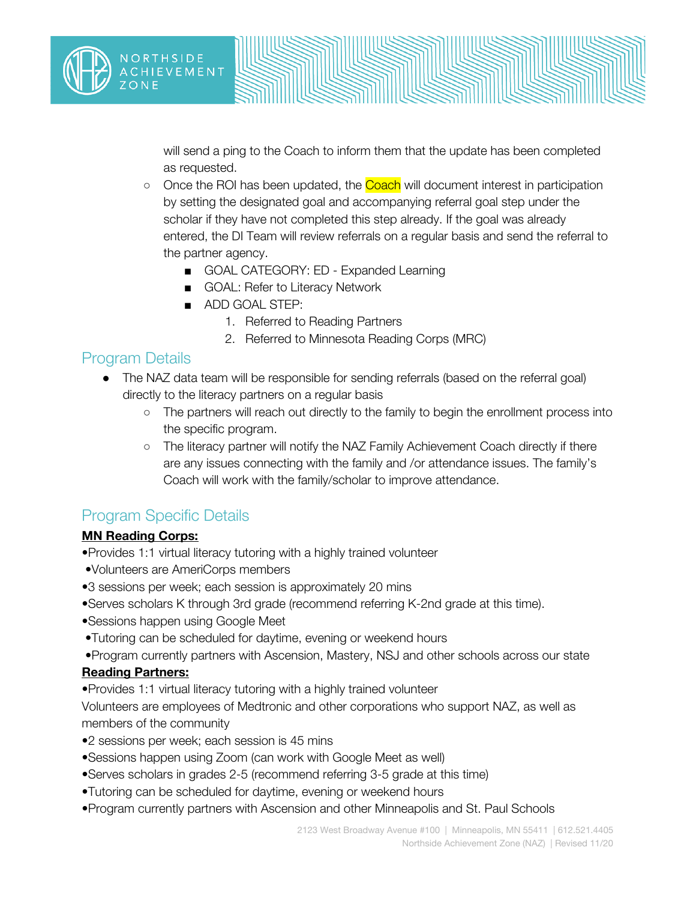will send a ping to the Coach to inform them that the update has been completed as requested.

- Once the ROI has been updated, the Coach will document interest in participation by setting the designated goal and accompanying referral goal step under the scholar if they have not completed this step already. If the goal was already entered, the DI Team will review referrals on a regular basis and send the referral to the partner agency.
    - GOAL CATEGORY: ED - Expanded Learning
    - GOAL: Refer to Literacy Network
    - ADD GOAL STEP:
        1. Referred to Reading Partners
        2. Referred to Minnesota Reading Corps (MRC)

## Program Details

- The NAZ data team will be responsible for sending referrals (based on the referral goal) directly to the literacy partners on a regular basis
    - The partners will reach out directly to the family to begin the enrollment process into the specific program.
    - The literacy partner will notify the NAZ Family Achievement Coach directly if there are any issues connecting with the family and /or attendance issues. The family's Coach will work with the family/scholar to improve attendance.

## Program Specific Details

**MN Reading Corps:**

•Provides 1:1 virtual literacy tutoring with a highly trained volunteer
•Volunteers are AmeriCorps members
•3 sessions per week; each session is approximately 20 mins
•Serves scholars K through 3rd grade (recommend referring K-2nd grade at this time).
•Sessions happen using Google Meet
•Tutoring can be scheduled for daytime, evening or weekend hours
•Program currently partners with Ascension, Mastery, NSJ and other schools across our state

**Reading Partners:**

•Provides 1:1 virtual literacy tutoring with a highly trained volunteer
Volunteers are employees of Medtronic and other corporations who support NAZ, as well as members of the community
•2 sessions per week; each session is 45 mins
•Sessions happen using Zoom (can work with Google Meet as well)
•Serves scholars in grades 2-5 (recommend referring 3-5 grade at this time)
•Tutoring can be scheduled for daytime, evening or weekend hours
•Program currently partners with Ascension and other Minneapolis and St. Paul Schools